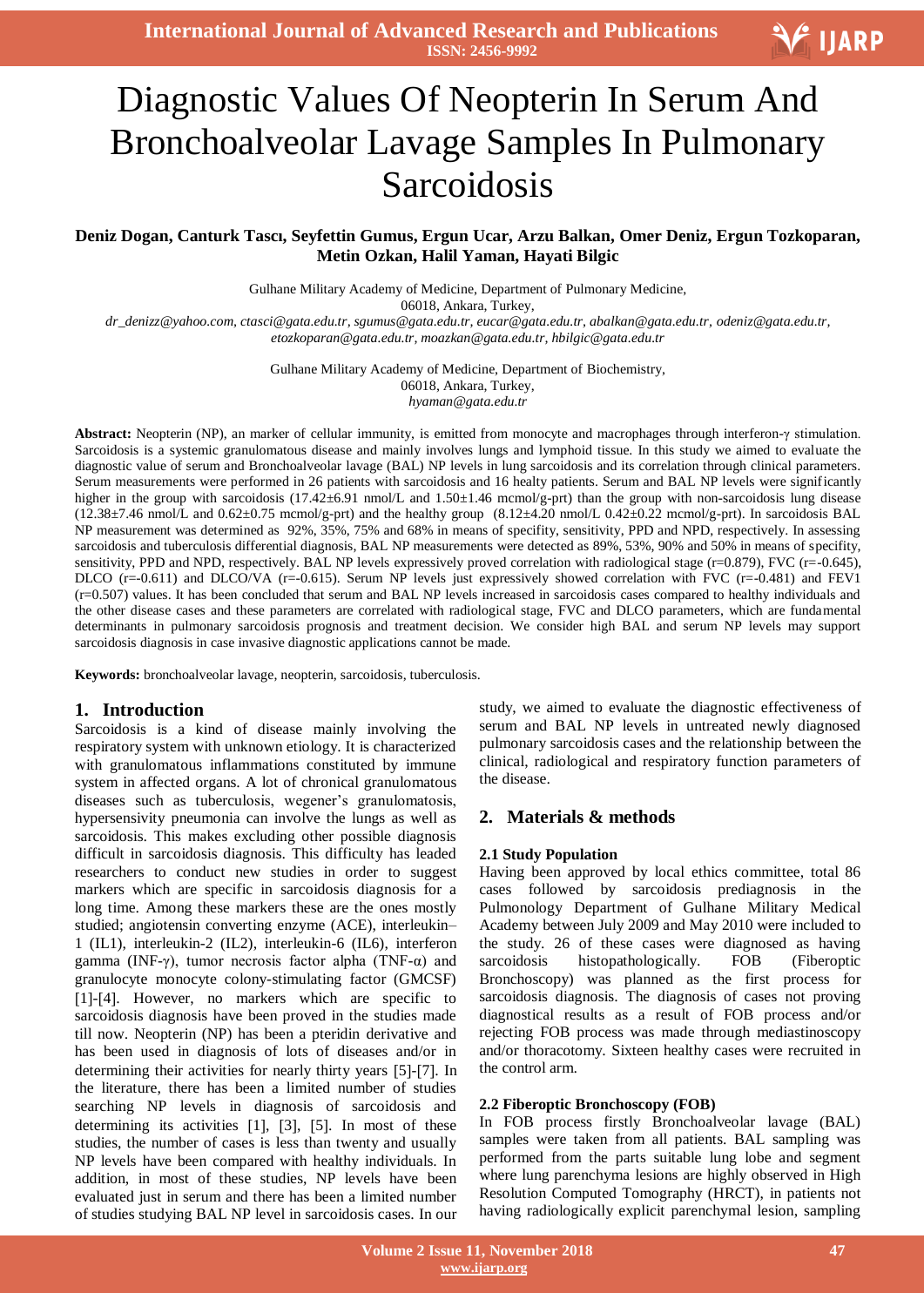# Diagnostic Values Of Neopterin In Serum And Bronchoalveolar Lavage Samples In Pulmonary Sarcoidosis

**Deniz Dogan, Canturk Tascı, Seyfettin Gumus, Ergun Ucar, Arzu Balkan, Omer Deniz, Ergun Tozkoparan, Metin Ozkan, Halil Yaman, Hayati Bilgic**

Gulhane Military Academy of Medicine, Department of Pulmonary Medicine,
06018, Ankara, Turkey,
*dr_denizz@yahoo.com, ctasci@gata.edu.tr, sgumus@gata.edu.tr, eucar@gata.edu.tr, abalkan@gata.edu.tr, odeniz@gata.edu.tr, etozkoparan@gata.edu.tr, moazkan@gata.edu.tr, hbilgic@gata.edu.tr*

Gulhane Military Academy of Medicine, Department of Biochemistry,
06018, Ankara, Turkey,
*hyaman@gata.edu.tr*

**Abstract:** Neopterin (NP), an marker of cellular immunity, is emitted from monocyte and macrophages through interferon-γ stimulation. Sarcoidosis is a systemic granulomatous disease and mainly involves lungs and lymphoid tissue. In this study we aimed to evaluate the diagnostic value of serum and Bronchoalveolar lavage (BAL) NP levels in lung sarcoidosis and its correlation through clinical parameters. Serum measurements were performed in 26 patients with sarcoidosis and 16 healty patients. Serum and BAL NP levels were significantly higher in the group with sarcoidosis (17.42±6.91 nmol/L and 1.50±1.46 mcmol/g-prt) than the group with non-sarcoidosis lung disease (12.38±7.46 nmol/L and 0.62±0.75 mcmol/g-prt) and the healthy group (8.12±4.20 nmol/L 0.42±0.22 mcmol/g-prt). In sarcoidosis BAL NP measurement was determined as 92%, 35%, 75% and 68% in means of specifity, sensitivity, PPD and NPD, respectively. In assessing sarcoidosis and tuberculosis differential diagnosis, BAL NP measurements were detected as 89%, 53%, 90% and 50% in means of specifity, sensitivity, PPD and NPD, respectively. BAL NP levels expressively proved correlation with radiological stage (r=0.879), FVC (r=-0.645), DLCO (r=-0.611) and DLCO/VA (r=-0.615). Serum NP levels just expressively showed correlation with FVC (r=-0.481) and FEV1 (r=0.507) values. It has been concluded that serum and BAL NP levels increased in sarcoidosis cases compared to healthy individuals and the other disease cases and these parameters are correlated with radiological stage, FVC and DLCO parameters, which are fundamental determinants in pulmonary sarcoidosis prognosis and treatment decision. We consider high BAL and serum NP levels may support sarcoidosis diagnosis in case invasive diagnostic applications cannot be made.

**Keywords:** bronchoalveolar lavage, neopterin, sarcoidosis, tuberculosis.

## 1. Introduction

Sarcoidosis is a kind of disease mainly involving the respiratory system with unknown etiology. It is characterized with granulomatous inflammations constituted by immune system in affected organs. A lot of chronical granulomatous diseases such as tuberculosis, wegener's granulomatosis, hypersensitivity pneumonia can involve the lungs as well as sarcoidosis. This makes excluding other possible diagnosis difficult in sarcoidosis diagnosis. This difficulty has leaded researchers to conduct new studies in order to suggest markers which are specific in sarcoidosis diagnosis for a long time. Among these markers these are the ones mostly studied; angiotensin converting enzyme (ACE), interleukin–1 (IL1), interleukin-2 (IL2), interleukin-6 (IL6), interferon gamma (INF-γ), tumor necrosis factor alpha (TNF-α) and granulocyte monocyte colony-stimulating factor (GMCSF) [1]-[4]. However, no markers which are specific to sarcoidosis diagnosis have been proved in the studies made till now. Neopterin (NP) has been a pteridin derivative and has been used in diagnosis of lots of diseases and/or in determining their activities for nearly thirty years [5]-[7]. In the literature, there has been a limited number of studies searching NP levels in diagnosis of sarcoidosis and determining its activities [1], [3], [5]. In most of these studies, the number of cases is less than twenty and usually NP levels have been compared with healthy individuals. In addition, in most of these studies, NP levels have been evaluated just in serum and there has been a limited number of studies studying BAL NP level in sarcoidosis cases. In our study, we aimed to evaluate the diagnostic effectiveness of serum and BAL NP levels in untreated newly diagnosed pulmonary sarcoidosis cases and the relationship between the clinical, radiological and respiratory function parameters of the disease.

## 2. Materials & methods

### 2.1 Study Population

Having been approved by local ethics committee, total 86 cases followed by sarcoidosis prediagnosis in the Pulmonology Department of Gulhane Military Medical Academy between July 2009 and May 2010 were included to the study. 26 of these cases were diagnosed as having sarcoidosis histopathologically. FOB (Fiberoptic Bronchoscopy) was planned as the first process for sarcoidosis diagnosis. The diagnosis of cases not proving diagnostical results as a result of FOB process and/or rejecting FOB process was made through mediastinoscopy and/or thoracotomy. Sixteen healthy cases were recruited in the control arm.

### 2.2 Fiberoptic Bronchoscopy (FOB)

In FOB process firstly Bronchoalveolar lavage (BAL) samples were taken from all patients. BAL sampling was performed from the parts suitable lung lobe and segment where lung parenchyma lesions are highly observed in High Resolution Computed Tomography (HRCT), in patients not having radiologically explicit parenchymal lesion, sampling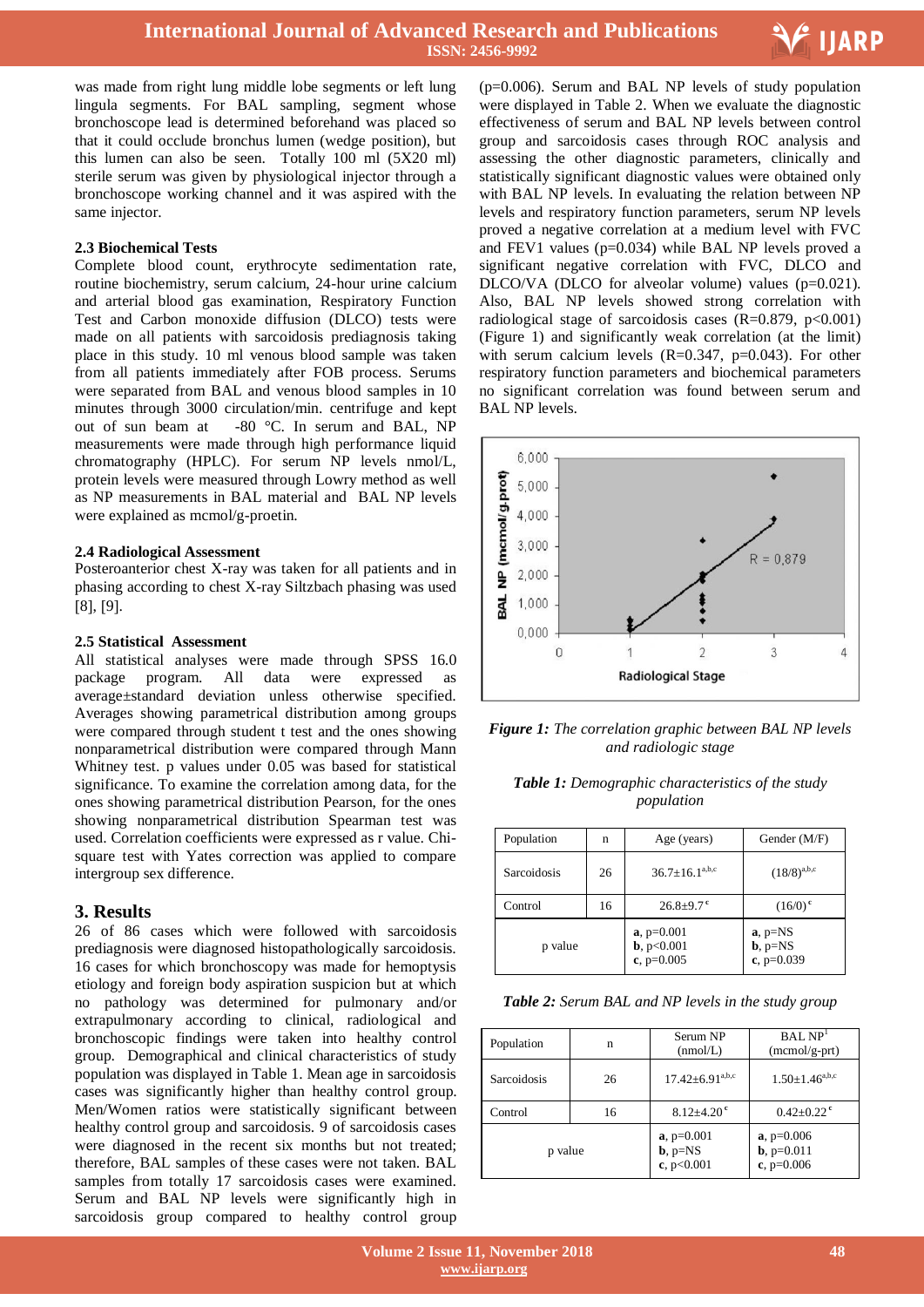was made from right lung middle lobe segments or left lung lingula segments. For BAL sampling, segment whose bronchoscope lead is determined beforehand was placed so that it could occlude bronchus lumen (wedge position), but this lumen can also be seen. Totally 100 ml (5X20 ml) sterile serum was given by physiological injector through a bronchoscope working channel and it was aspired with the same injector.

### 2.3 Biochemical Tests

Complete blood count, erythrocyte sedimentation rate, routine biochemistry, serum calcium, 24-hour urine calcium and arterial blood gas examination, Respiratory Function Test and Carbon monoxide diffusion (DLCO) tests were made on all patients with sarcoidosis prediagnosis taking place in this study. 10 ml venous blood sample was taken from all patients immediately after FOB process. Serums were separated from BAL and venous blood samples in 10 minutes through 3000 circulation/min. centrifuge and kept out of sun beam at -80 °C. In serum and BAL, NP measurements were made through high performance liquid chromatography (HPLC). For serum NP levels nmol/L, protein levels were measured through Lowry method as well as NP measurements in BAL material and BAL NP levels were explained as mcmol/g-proetin.

### 2.4 Radiological Assessment

Posteroanterior chest X-ray was taken for all patients and in phasing according to chest X-ray Siltzbach phasing was used [8], [9].

### 2.5 Statistical Assessment

All statistical analyses were made through SPSS 16.0 package program. All data were expressed as average±standard deviation unless otherwise specified. Averages showing parametrical distribution among groups were compared through student t test and the ones showing nonparametrical distribution were compared through Mann Whitney test. p values under 0.05 was based for statistical significance. To examine the correlation among data, for the ones showing parametrical distribution Pearson, for the ones showing nonparametrical distribution Spearman test was used. Correlation coefficients were expressed as r value. Chi-square test with Yates correction was applied to compare intergroup sex difference.

## 3. Results

26 of 86 cases which were followed with sarcoidosis prediagnosis were diagnosed histopathologically sarcoidosis. 16 cases for which bronchoscopy was made for hemoptysis etiology and foreign body aspiration suspicion but at which no pathology was determined for pulmonary and/or extrapulmonary according to clinical, radiological and bronchoscopic findings were taken into healthy control group. Demographical and clinical characteristics of study population was displayed in Table 1. Mean age in sarcoidosis cases was significantly higher than healthy control group. Men/Women ratios were statistically significant between healthy control group and sarcoidosis. 9 of sarcoidosis cases were diagnosed in the recent six months but not treated; therefore, BAL samples of these cases were not taken. BAL samples from totally 17 sarcoidosis cases were examined. Serum and BAL NP levels were significantly high in sarcoidosis group compared to healthy control group ($p=0.006$). Serum and BAL NP levels of study population were displayed in Table 2. When we evaluate the diagnostic effectiveness of serum and BAL NP levels between control group and sarcoidosis cases through ROC analysis and assessing the other diagnostic parameters, clinically and statistically significant diagnostic values were obtained only with BAL NP levels. In evaluating the relation between NP levels and respiratory function parameters, serum NP levels proved a negative correlation at a medium level with FVC and FEV1 values ($p=0.034$) while BAL NP levels proved a significant negative correlation with FVC, DLCO and DLCO/VA (DLCO for alveolar volume) values ($p=0.021$). Also, BAL NP levels showed strong correlation with radiological stage of sarcoidosis cases ($R=0.879$, $p<0.001$) (Figure 1) and significantly weak correlation (at the limit) with serum calcium levels ($R=0.347$, $p=0.043$). For other respiratory function parameters and biochemical parameters no significant correlation was found between serum and BAL NP levels.

***Figure 1:*** *The correlation graphic between BAL NP levels and radiologic stage*

***Table 1:*** *Demographic characteristics of the study population*

| Population | n | Age (years) | Gender (M/F) |
|---|---|---|---|
| Sarcoidosis | 26 | 36.7±16.1[a,b,c] | (18/8)[a,b,c] |
| Control | 16 | 26.8±9.7[c] | (16/0)[c] |
| p value | | **a**, $p=0.001$<br>**b**, $p<0.001$<br>**c**, $p=0.005$ | **a**, p=NS<br>**b**, p=NS<br>**c**, $p=0.039$ |

***Table 2:*** *Serum BAL and NP levels in the study group*

| Population | n | Serum NP (nmol/L) | BAL NP[1] (mcmol/g-prt) |
|---|---|---|---|
| Sarcoidosis | 26 | 17.42±6.91[a,b,c] | 1.50±1.46[a,b,c] |
| Control | 16 | 8.12±4.20[c] | 0.42±0.22[c] |
| p value | | **a**, $p=0.001$<br>**b**, p=NS<br>**c**, $p<0.001$ | **a**, $p=0.006$<br>**b**, $p=0.011$<br>**c**, $p=0.006$ |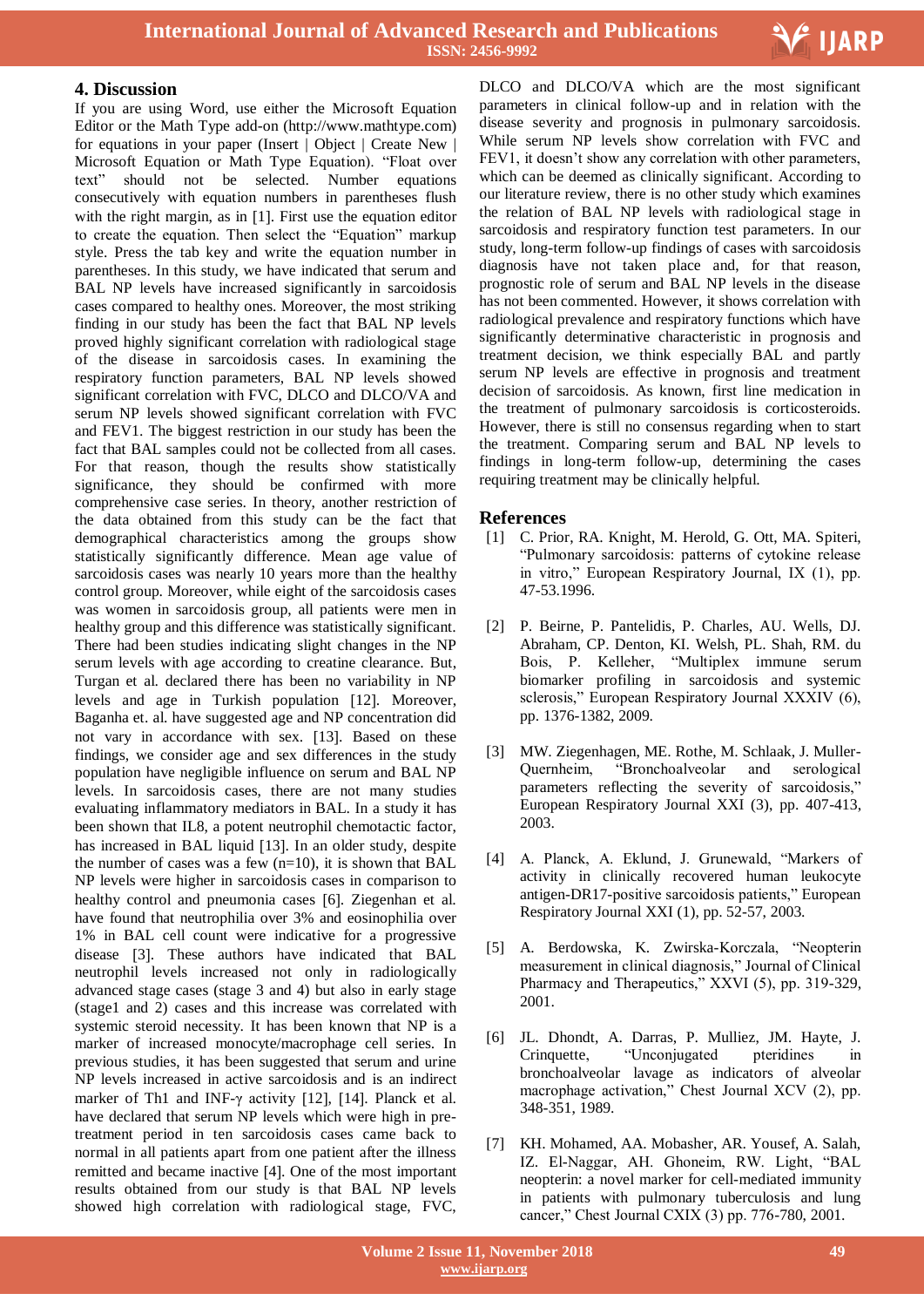## 4. Discussion

If you are using Word, use either the Microsoft Equation Editor or the Math Type add-on (http://www.mathtype.com) for equations in your paper (Insert | Object | Create New | Microsoft Equation or Math Type Equation). "Float over text" should not be selected. Number equations consecutively with equation numbers in parentheses flush with the right margin, as in [1]. First use the equation editor to create the equation. Then select the "Equation" markup style. Press the tab key and write the equation number in parentheses. In this study, we have indicated that serum and BAL NP levels have increased significantly in sarcoidosis cases compared to healthy ones. Moreover, the most striking finding in our study has been the fact that BAL NP levels proved highly significant correlation with radiological stage of the disease in sarcoidosis cases. In examining the respiratory function parameters, BAL NP levels showed significant correlation with FVC, DLCO and DLCO/VA and serum NP levels showed significant correlation with FVC and FEV1. The biggest restriction in our study has been the fact that BAL samples could not be collected from all cases. For that reason, though the results show statistically significance, they should be confirmed with more comprehensive case series. In theory, another restriction of the data obtained from this study can be the fact that demographical characteristics among the groups show statistically significantly difference. Mean age value of sarcoidosis cases was nearly 10 years more than the healthy control group. Moreover, while eight of the sarcoidosis cases was women in sarcoidosis group, all patients were men in healthy group and this difference was statistically significant. There had been studies indicating slight changes in the NP serum levels with age according to creatine clearance. But, Turgan et al. declared there has been no variability in NP levels and age in Turkish population [12]. Moreover, Baganha et. al. have suggested age and NP concentration did not vary in accordance with sex. [13]. Based on these findings, we consider age and sex differences in the study population have negligible influence on serum and BAL NP levels. In sarcoidosis cases, there are not many studies evaluating inflammatory mediators in BAL. In a study it has been shown that IL8, a potent neutrophil chemotactic factor, has increased in BAL liquid [13]. In an older study, despite the number of cases was a few (n=10), it is shown that BAL NP levels were higher in sarcoidosis cases in comparison to healthy control and pneumonia cases [6]. Ziegenhan et al. have found that neutrophilia over 3% and eosinophilia over 1% in BAL cell count were indicative for a progressive disease [3]. These authors have indicated that BAL neutrophil levels increased not only in radiologically advanced stage cases (stage 3 and 4) but also in early stage (stage1 and 2) cases and this increase was correlated with systemic steroid necessity. It has been known that NP is a marker of increased monocyte/macrophage cell series. In previous studies, it has been suggested that serum and urine NP levels increased in active sarcoidosis and is an indirect marker of Th1 and INF-γ activity [12], [14]. Planck et al. have declared that serum NP levels which were high in pre-treatment period in ten sarcoidosis cases came back to normal in all patients apart from one patient after the illness remitted and became inactive [4]. One of the most important results obtained from our study is that BAL NP levels showed high correlation with radiological stage, FVC, DLCO and DLCO/VA which are the most significant parameters in clinical follow-up and in relation with the disease severity and prognosis in pulmonary sarcoidosis. While serum NP levels show correlation with FVC and FEV1, it doesn't show any correlation with other parameters, which can be deemed as clinically significant. According to our literature review, there is no other study which examines the relation of BAL NP levels with radiological stage in sarcoidosis and respiratory function test parameters. In our study, long-term follow-up findings of cases with sarcoidosis diagnosis have not taken place and, for that reason, prognostic role of serum and BAL NP levels in the disease has not been commented. However, it shows correlation with radiological prevalence and respiratory functions which have significantly determinative characteristic in prognosis and treatment decision, we think especially BAL and partly serum NP levels are effective in prognosis and treatment decision of sarcoidosis. As known, first line medication in the treatment of pulmonary sarcoidosis is corticosteroids. However, there is still no consensus regarding when to start the treatment. Comparing serum and BAL NP levels to findings in long-term follow-up, determining the cases requiring treatment may be clinically helpful.

## References

[1] C. Prior, RA. Knight, M. Herold, G. Ott, MA. Spiteri, "Pulmonary sarcoidosis: patterns of cytokine release in vitro," European Respiratory Journal, IX (1), pp. 47-53.1996.

[2] P. Beirne, P. Pantelidis, P. Charles, AU. Wells, DJ. Abraham, CP. Denton, KI. Welsh, PL. Shah, RM. du Bois, P. Kelleher, "Multiplex immune serum biomarker profiling in sarcoidosis and systemic sclerosis," European Respiratory Journal XXXIV (6), pp. 1376-1382, 2009.

[3] MW. Ziegenhagen, ME. Rothe, M. Schlaak, J. Muller-Quernheim, "Bronchoalveolar and serological parameters reflecting the severity of sarcoidosis," European Respiratory Journal XXI (3), pp. 407-413, 2003.

[4] A. Planck, A. Eklund, J. Grunewald, "Markers of activity in clinically recovered human leukocyte antigen-DR17-positive sarcoidosis patients," European Respiratory Journal XXI (1), pp. 52-57, 2003.

[5] A. Berdowska, K. Zwirska-Korczala, "Neopterin measurement in clinical diagnosis," Journal of Clinical Pharmacy and Therapeutics," XXVI (5), pp. 319-329, 2001.

[6] JL. Dhondt, A. Darras, P. Mulliez, JM. Hayte, J. Crinquette, "Unconjugated pteridines in bronchoalveolar lavage as indicators of alveolar macrophage activation," Chest Journal XCV (2), pp. 348-351, 1989.

[7] KH. Mohamed, AA. Mobasher, AR. Yousef, A. Salah, IZ. El-Naggar, AH. Ghoneim, RW. Light, "BAL neopterin: a novel marker for cell-mediated immunity in patients with pulmonary tuberculosis and lung cancer," Chest Journal CXIX (3) pp. 776-780, 2001.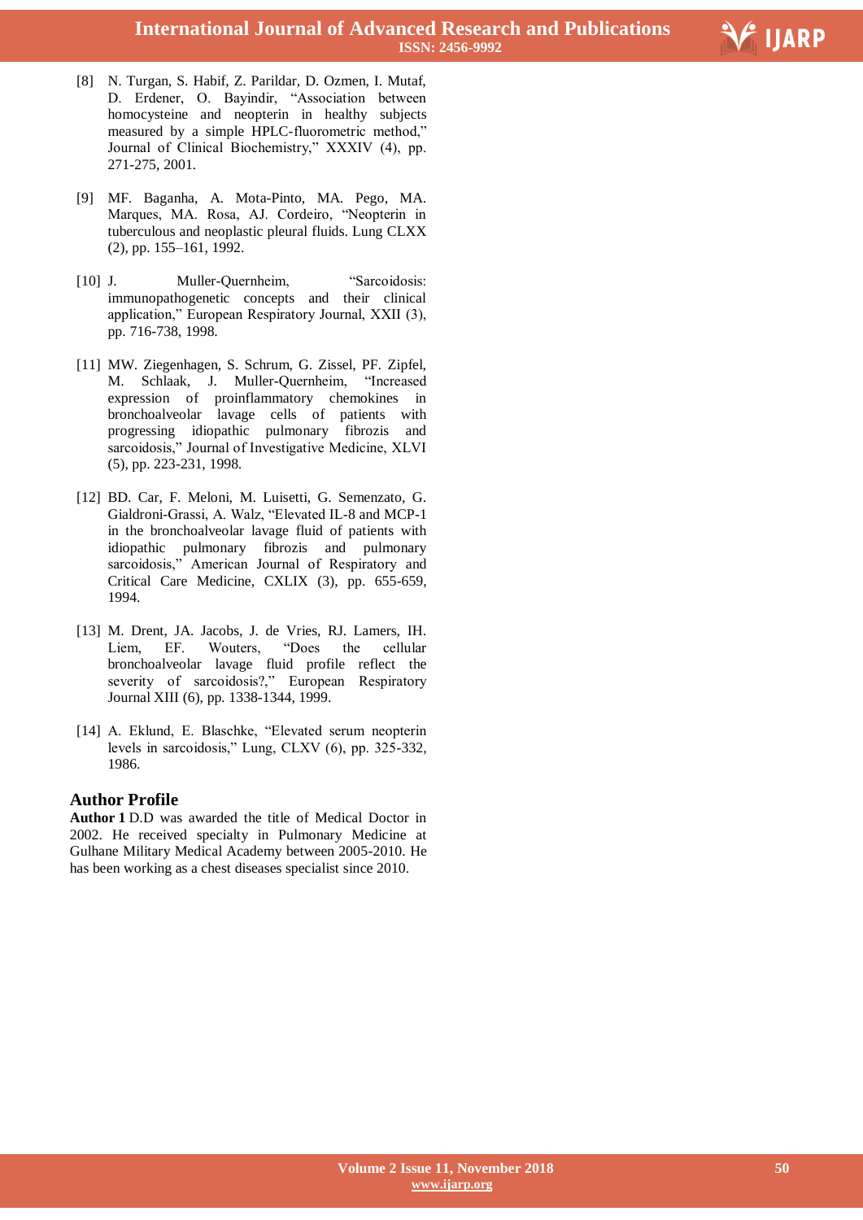[8] N. Turgan, S. Habif, Z. Parildar, D. Ozmen, I. Mutaf, D. Erdener, O. Bayindir, "Association between homocysteine and neopterin in healthy subjects measured by a simple HPLC-fluorometric method," Journal of Clinical Biochemistry," XXXIV (4), pp. 271-275, 2001.

[9] MF. Baganha, A. Mota-Pinto, MA. Pego, MA. Marques, MA. Rosa, AJ. Cordeiro, "Neopterin in tuberculous and neoplastic pleural fluids. Lung CLXX (2), pp. 155–161, 1992.

[10] J. Muller-Quernheim, "Sarcoidosis: immunopathogenetic concepts and their clinical application," European Respiratory Journal, XXII (3), pp. 716-738, 1998.

[11] MW. Ziegenhagen, S. Schrum, G. Zissel, PF. Zipfel, M. Schlaak, J. Muller-Quernheim, "Increased expression of proinflammatory chemokines in bronchoalveolar lavage cells of patients with progressing idiopathic pulmonary fibrozis and sarcoidosis," Journal of Investigative Medicine, XLVI (5), pp. 223-231, 1998.

[12] BD. Car, F. Meloni, M. Luisetti, G. Semenzato, G. Gialdroni-Grassi, A. Walz, "Elevated IL-8 and MCP-1 in the bronchoalveolar lavage fluid of patients with idiopathic pulmonary fibrozis and pulmonary sarcoidosis," American Journal of Respiratory and Critical Care Medicine, CXLIX (3), pp. 655-659, 1994.

[13] M. Drent, JA. Jacobs, J. de Vries, RJ. Lamers, IH. Liem, EF. Wouters, "Does the cellular bronchoalveolar lavage fluid profile reflect the severity of sarcoidosis?," European Respiratory Journal XIII (6), pp. 1338-1344, 1999.

[14] A. Eklund, E. Blaschke, "Elevated serum neopterin levels in sarcoidosis," Lung, CLXV (6), pp. 325-332, 1986.

## Author Profile

**Author 1** D.D was awarded the title of Medical Doctor in 2002. He received specialty in Pulmonary Medicine at Gulhane Military Medical Academy between 2005-2010. He has been working as a chest diseases specialist since 2010.